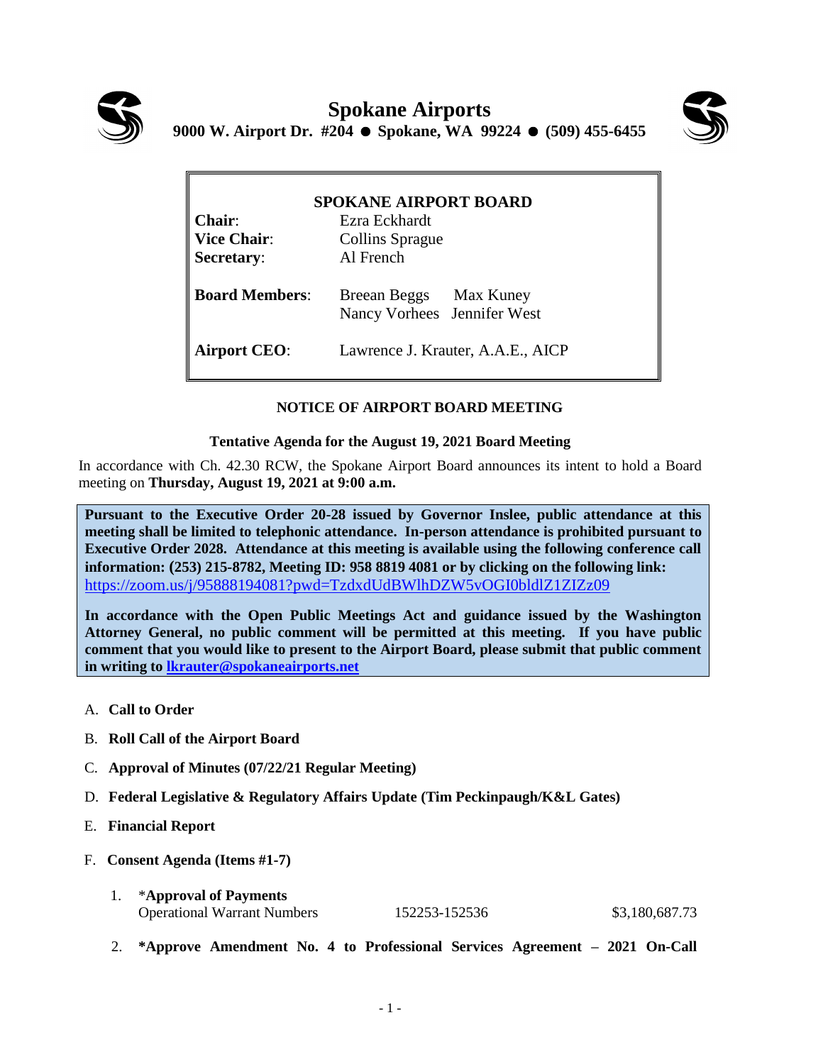# Spokane Airports

**9000 W. Airport Dr. #204 ● Spokane, WA 99224 ● (509) 455-6455**

| **SPOKANE AIRPORT BOARD** | | |
|---|---|---|
| **Chair**: | Ezra Eckhardt | |
| **Vice Chair**: | Collins Sprague | |
| **Secretary**: | Al French | |
| **Board Members**: | Breean Beggs | Max Kuney |
| | Nancy Vorhees | Jennifer West |
| **Airport CEO**: | Lawrence J. Krauter, A.A.E., AICP | |

## NOTICE OF AIRPORT BOARD MEETING

**Tentative Agenda for the August 19, 2021 Board Meeting**

In accordance with Ch. 42.30 RCW, the Spokane Airport Board announces its intent to hold a Board meeting on **Thursday, August 19, 2021 at 9:00 a.m.**

**Pursuant to the Executive Order 20-28 issued by Governor Inslee, public attendance at this meeting shall be limited to telephonic attendance. In-person attendance is prohibited pursuant to Executive Order 2028. Attendance at this meeting is available using the following conference call information: (253) 215-8782, Meeting ID: 958 8819 4081 or by clicking on the following link:** https://zoom.us/j/95888194081?pwd=TzdxdUdBWlhDZW5vOGI0bldlZ1ZIZz09

**In accordance with the Open Public Meetings Act and guidance issued by the Washington Attorney General, no public comment will be permitted at this meeting. If you have public comment that you would like to present to the Airport Board, please submit that public comment in writing to lkrauter@spokaneairports.net**

A. **Call to Order**

B. **Roll Call of the Airport Board**

C. **Approval of Minutes (07/22/21 Regular Meeting)**

D. **Federal Legislative & Regulatory Affairs Update (Tim Peckinpaugh/K&L Gates)**

E. **Financial Report**

F. **Consent Agenda (Items #1-7)**

1. ***Approval of Payments**
   Operational Warrant Numbers 152253-152536 $3,180,687.73

2. ***Approve Amendment No. 4 to Professional Services Agreement – 2021 On-Call**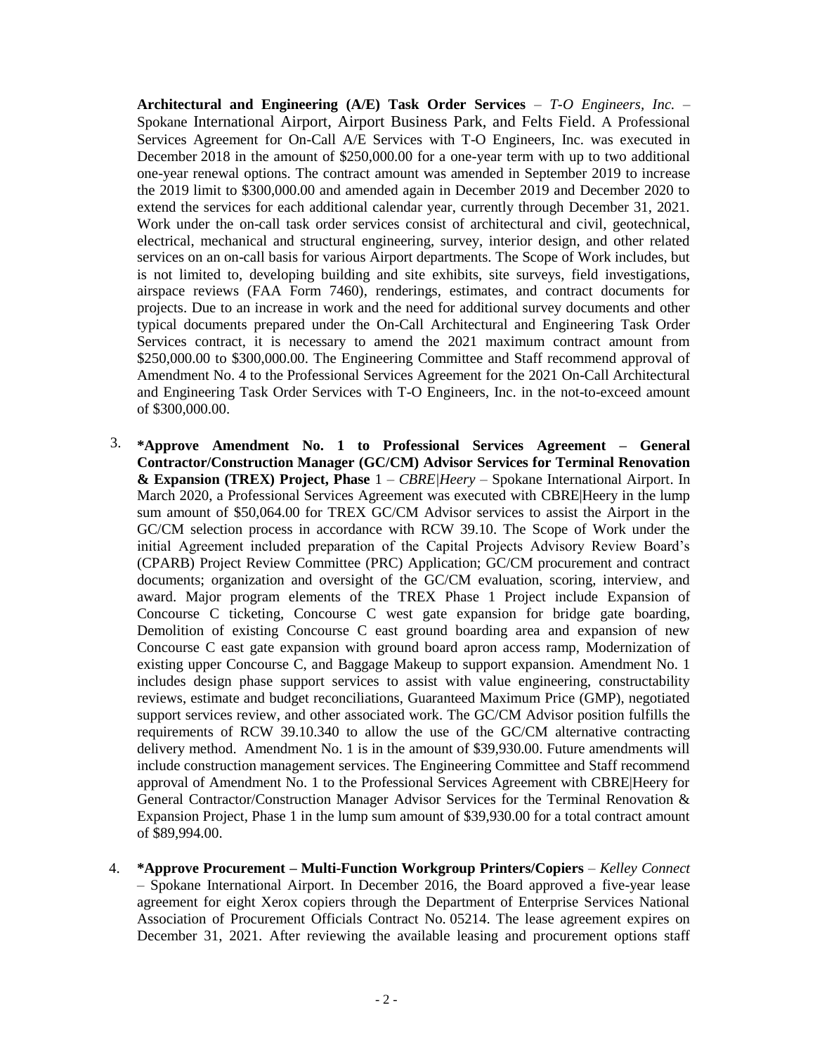**Architectural and Engineering (A/E) Task Order Services** – *T-O Engineers, Inc.* – Spokane International Airport, Airport Business Park, and Felts Field. A Professional Services Agreement for On-Call A/E Services with T-O Engineers, Inc. was executed in December 2018 in the amount of $250,000.00 for a one-year term with up to two additional one-year renewal options. The contract amount was amended in September 2019 to increase the 2019 limit to $300,000.00 and amended again in December 2019 and December 2020 to extend the services for each additional calendar year, currently through December 31, 2021. Work under the on-call task order services consist of architectural and civil, geotechnical, electrical, mechanical and structural engineering, survey, interior design, and other related services on an on-call basis for various Airport departments. The Scope of Work includes, but is not limited to, developing building and site exhibits, site surveys, field investigations, airspace reviews (FAA Form 7460), renderings, estimates, and contract documents for projects. Due to an increase in work and the need for additional survey documents and other typical documents prepared under the On-Call Architectural and Engineering Task Order Services contract, it is necessary to amend the 2021 maximum contract amount from $250,000.00 to $300,000.00. The Engineering Committee and Staff recommend approval of Amendment No. 4 to the Professional Services Agreement for the 2021 On-Call Architectural and Engineering Task Order Services with T-O Engineers, Inc. in the not-to-exceed amount of $300,000.00.

3. **\*Approve Amendment No. 1 to Professional Services Agreement – General Contractor/Construction Manager (GC/CM) Advisor Services for Terminal Renovation & Expansion (TREX) Project, Phase** 1 – *CBRE|Heery* – Spokane International Airport. In March 2020, a Professional Services Agreement was executed with CBRE|Heery in the lump sum amount of $50,064.00 for TREX GC/CM Advisor services to assist the Airport in the GC/CM selection process in accordance with RCW 39.10. The Scope of Work under the initial Agreement included preparation of the Capital Projects Advisory Review Board's (CPARB) Project Review Committee (PRC) Application; GC/CM procurement and contract documents; organization and oversight of the GC/CM evaluation, scoring, interview, and award. Major program elements of the TREX Phase 1 Project include Expansion of Concourse C ticketing, Concourse C west gate expansion for bridge gate boarding, Demolition of existing Concourse C east ground boarding area and expansion of new Concourse C east gate expansion with ground board apron access ramp, Modernization of existing upper Concourse C, and Baggage Makeup to support expansion. Amendment No. 1 includes design phase support services to assist with value engineering, constructability reviews, estimate and budget reconciliations, Guaranteed Maximum Price (GMP), negotiated support services review, and other associated work. The GC/CM Advisor position fulfills the requirements of RCW 39.10.340 to allow the use of the GC/CM alternative contracting delivery method. Amendment No. 1 is in the amount of $39,930.00. Future amendments will include construction management services. The Engineering Committee and Staff recommend approval of Amendment No. 1 to the Professional Services Agreement with CBRE|Heery for General Contractor/Construction Manager Advisor Services for the Terminal Renovation & Expansion Project, Phase 1 in the lump sum amount of $39,930.00 for a total contract amount of $89,994.00.

4. **\*Approve Procurement – Multi-Function Workgroup Printers/Copiers** – *Kelley Connect* – Spokane International Airport. In December 2016, the Board approved a five-year lease agreement for eight Xerox copiers through the Department of Enterprise Services National Association of Procurement Officials Contract No. 05214. The lease agreement expires on December 31, 2021. After reviewing the available leasing and procurement options staff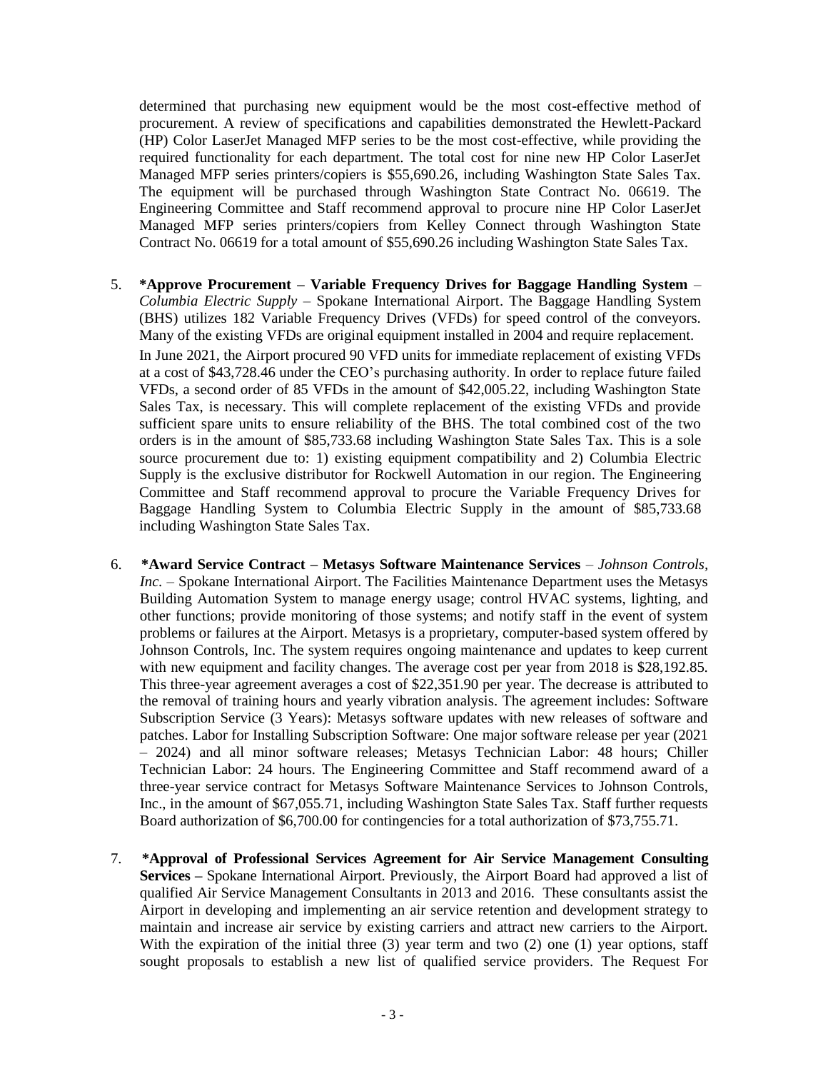determined that purchasing new equipment would be the most cost-effective method of procurement. A review of specifications and capabilities demonstrated the Hewlett-Packard (HP) Color LaserJet Managed MFP series to be the most cost-effective, while providing the required functionality for each department. The total cost for nine new HP Color LaserJet Managed MFP series printers/copiers is $55,690.26, including Washington State Sales Tax. The equipment will be purchased through Washington State Contract No. 06619. The Engineering Committee and Staff recommend approval to procure nine HP Color LaserJet Managed MFP series printers/copiers from Kelley Connect through Washington State Contract No. 06619 for a total amount of $55,690.26 including Washington State Sales Tax.

5. ***Approve Procurement – Variable Frequency Drives for Baggage Handling System** – *Columbia Electric Supply* – Spokane International Airport. The Baggage Handling System (BHS) utilizes 182 Variable Frequency Drives (VFDs) for speed control of the conveyors. Many of the existing VFDs are original equipment installed in 2004 and require replacement.

   In June 2021, the Airport procured 90 VFD units for immediate replacement of existing VFDs at a cost of $43,728.46 under the CEO's purchasing authority. In order to replace future failed VFDs, a second order of 85 VFDs in the amount of $42,005.22, including Washington State Sales Tax, is necessary. This will complete replacement of the existing VFDs and provide sufficient spare units to ensure reliability of the BHS. The total combined cost of the two orders is in the amount of $85,733.68 including Washington State Sales Tax. This is a sole source procurement due to: 1) existing equipment compatibility and 2) Columbia Electric Supply is the exclusive distributor for Rockwell Automation in our region. The Engineering Committee and Staff recommend approval to procure the Variable Frequency Drives for Baggage Handling System to Columbia Electric Supply in the amount of $85,733.68 including Washington State Sales Tax.

6. ***Award Service Contract – Metasys Software Maintenance Services** – *Johnson Controls, Inc.* – Spokane International Airport. The Facilities Maintenance Department uses the Metasys Building Automation System to manage energy usage; control HVAC systems, lighting, and other functions; provide monitoring of those systems; and notify staff in the event of system problems or failures at the Airport. Metasys is a proprietary, computer-based system offered by Johnson Controls, Inc. The system requires ongoing maintenance and updates to keep current with new equipment and facility changes. The average cost per year from 2018 is $28,192.85. This three-year agreement averages a cost of $22,351.90 per year. The decrease is attributed to the removal of training hours and yearly vibration analysis. The agreement includes: Software Subscription Service (3 Years): Metasys software updates with new releases of software and patches. Labor for Installing Subscription Software: One major software release per year (2021 – 2024) and all minor software releases; Metasys Technician Labor: 48 hours; Chiller Technician Labor: 24 hours. The Engineering Committee and Staff recommend award of a three-year service contract for Metasys Software Maintenance Services to Johnson Controls, Inc., in the amount of $67,055.71, including Washington State Sales Tax. Staff further requests Board authorization of $6,700.00 for contingencies for a total authorization of $73,755.71.

7. ***Approval of Professional Services Agreement for Air Service Management Consulting Services –** Spokane International Airport. Previously, the Airport Board had approved a list of qualified Air Service Management Consultants in 2013 and 2016. These consultants assist the Airport in developing and implementing an air service retention and development strategy to maintain and increase air service by existing carriers and attract new carriers to the Airport. With the expiration of the initial three (3) year term and two (2) one (1) year options, staff sought proposals to establish a new list of qualified service providers. The Request For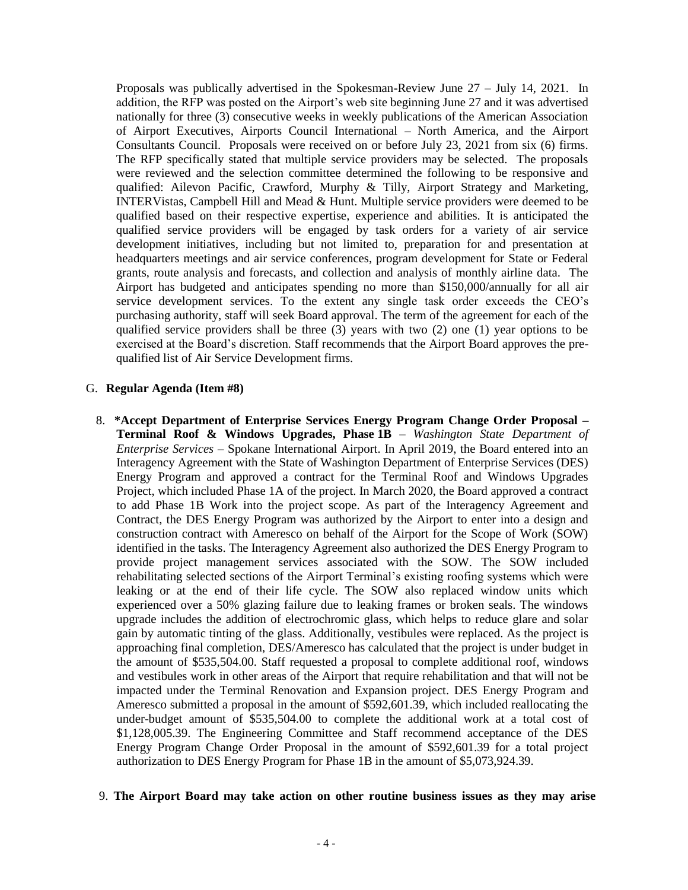Proposals was publically advertised in the Spokesman-Review June 27 – July 14, 2021. In addition, the RFP was posted on the Airport's web site beginning June 27 and it was advertised nationally for three (3) consecutive weeks in weekly publications of the American Association of Airport Executives, Airports Council International – North America, and the Airport Consultants Council. Proposals were received on or before July 23, 2021 from six (6) firms. The RFP specifically stated that multiple service providers may be selected. The proposals were reviewed and the selection committee determined the following to be responsive and qualified: Ailevon Pacific, Crawford, Murphy & Tilly, Airport Strategy and Marketing, INTERVistas, Campbell Hill and Mead & Hunt. Multiple service providers were deemed to be qualified based on their respective expertise, experience and abilities. It is anticipated the qualified service providers will be engaged by task orders for a variety of air service development initiatives, including but not limited to, preparation for and presentation at headquarters meetings and air service conferences, program development for State or Federal grants, route analysis and forecasts, and collection and analysis of monthly airline data. The Airport has budgeted and anticipates spending no more than $150,000/annually for all air service development services. To the extent any single task order exceeds the CEO's purchasing authority, staff will seek Board approval. The term of the agreement for each of the qualified service providers shall be three (3) years with two (2) one (1) year options to be exercised at the Board's discretion. Staff recommends that the Airport Board approves the pre-qualified list of Air Service Development firms.

G. **Regular Agenda (Item #8)**

8. **\*Accept Department of Enterprise Services Energy Program Change Order Proposal – Terminal Roof & Windows Upgrades, Phase 1B** – *Washington State Department of Enterprise Services* – Spokane International Airport. In April 2019, the Board entered into an Interagency Agreement with the State of Washington Department of Enterprise Services (DES) Energy Program and approved a contract for the Terminal Roof and Windows Upgrades Project, which included Phase 1A of the project. In March 2020, the Board approved a contract to add Phase 1B Work into the project scope. As part of the Interagency Agreement and Contract, the DES Energy Program was authorized by the Airport to enter into a design and construction contract with Ameresco on behalf of the Airport for the Scope of Work (SOW) identified in the tasks. The Interagency Agreement also authorized the DES Energy Program to provide project management services associated with the SOW. The SOW included rehabilitating selected sections of the Airport Terminal's existing roofing systems which were leaking or at the end of their life cycle. The SOW also replaced window units which experienced over a 50% glazing failure due to leaking frames or broken seals. The windows upgrade includes the addition of electrochromic glass, which helps to reduce glare and solar gain by automatic tinting of the glass. Additionally, vestibules were replaced. As the project is approaching final completion, DES/Ameresco has calculated that the project is under budget in the amount of $535,504.00. Staff requested a proposal to complete additional roof, windows and vestibules work in other areas of the Airport that require rehabilitation and that will not be impacted under the Terminal Renovation and Expansion project. DES Energy Program and Ameresco submitted a proposal in the amount of $592,601.39, which included reallocating the under-budget amount of $535,504.00 to complete the additional work at a total cost of $1,128,005.39. The Engineering Committee and Staff recommend acceptance of the DES Energy Program Change Order Proposal in the amount of $592,601.39 for a total project authorization to DES Energy Program for Phase 1B in the amount of $5,073,924.39.

9. **The Airport Board may take action on other routine business issues as they may arise**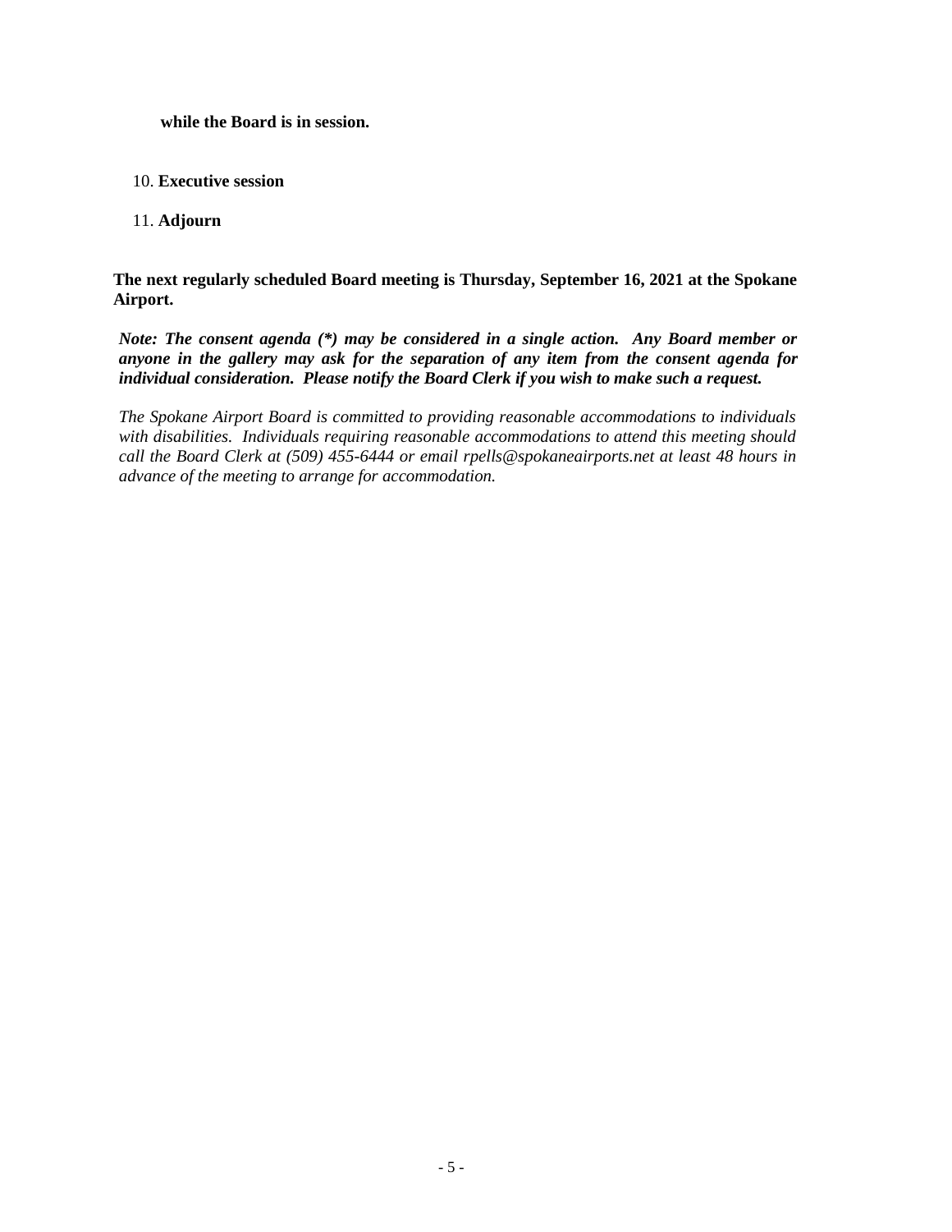**while the Board is in session.**

10. **Executive session**

11. **Adjourn**

**The next regularly scheduled Board meeting is Thursday, September 16, 2021 at the Spokane Airport.**

***Note: The consent agenda (*) may be considered in a single action. Any Board member or anyone in the gallery may ask for the separation of any item from the consent agenda for individual consideration. Please notify the Board Clerk if you wish to make such a request.***

*The Spokane Airport Board is committed to providing reasonable accommodations to individuals with disabilities. Individuals requiring reasonable accommodations to attend this meeting should call the Board Clerk at (509) 455-6444 or email rpells@spokaneairports.net at least 48 hours in advance of the meeting to arrange for accommodation.*